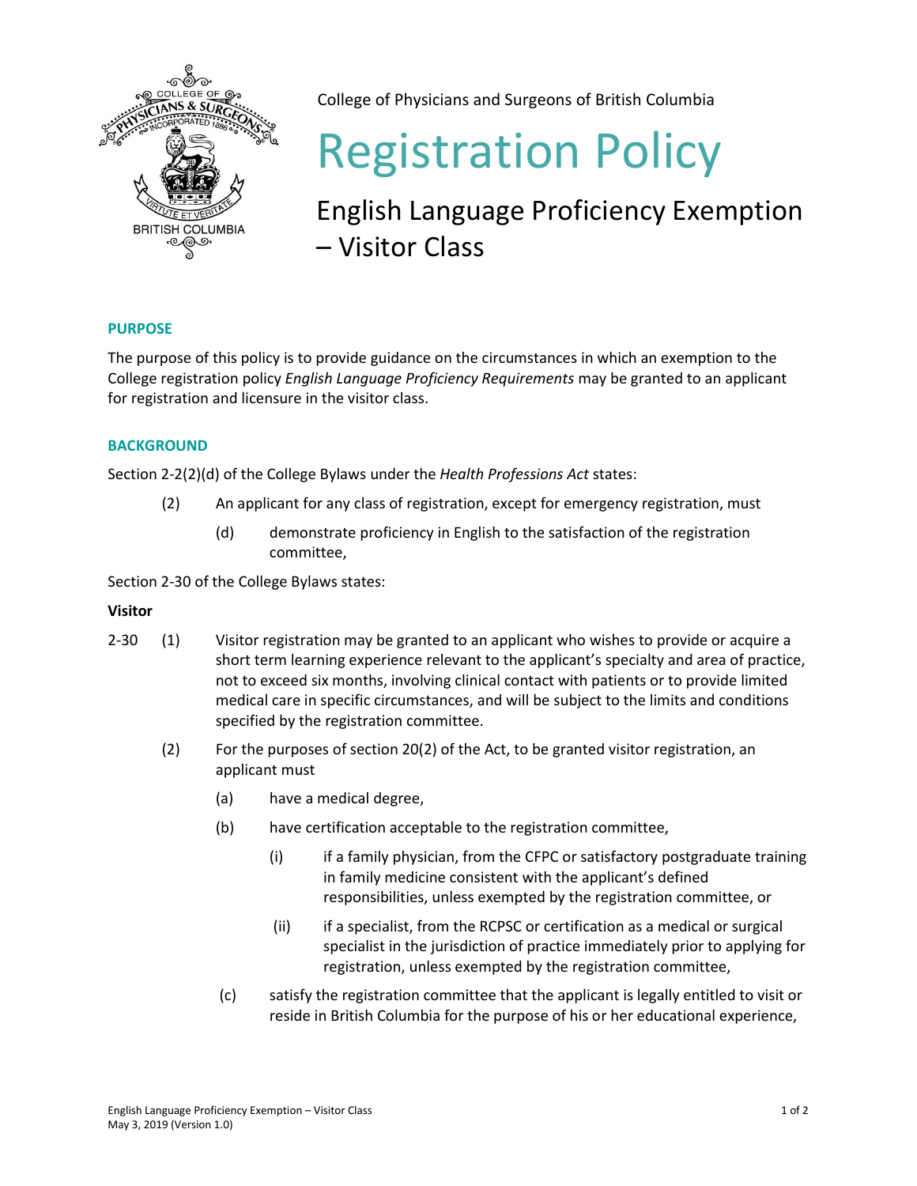College of Physicians and Surgeons of British Columbia

# Registration Policy

## English Language Proficiency Exemption – Visitor Class

### PURPOSE

The purpose of this policy is to provide guidance on the circumstances in which an exemption to the College registration policy *English Language Proficiency Requirements* may be granted to an applicant for registration and licensure in the visitor class.

### BACKGROUND

Section 2-2(2)(d) of the College Bylaws under the *Health Professions Act* states:

> (2) An applicant for any class of registration, except for emergency registration, must
>
> (d) demonstrate proficiency in English to the satisfaction of the registration committee,

Section 2-30 of the College Bylaws states:

**Visitor**

2-30 (1) Visitor registration may be granted to an applicant who wishes to provide or acquire a short term learning experience relevant to the applicant's specialty and area of practice, not to exceed six months, involving clinical contact with patients or to provide limited medical care in specific circumstances, and will be subject to the limits and conditions specified by the registration committee.

(2) For the purposes of section 20(2) of the Act, to be granted visitor registration, an applicant must

(a) have a medical degree,

(b) have certification acceptable to the registration committee,

(i) if a family physician, from the CFPC or satisfactory postgraduate training in family medicine consistent with the applicant's defined responsibilities, unless exempted by the registration committee, or

(ii) if a specialist, from the RCPSC or certification as a medical or surgical specialist in the jurisdiction of practice immediately prior to applying for registration, unless exempted by the registration committee,

(c) satisfy the registration committee that the applicant is legally entitled to visit or reside in British Columbia for the purpose of his or her educational experience,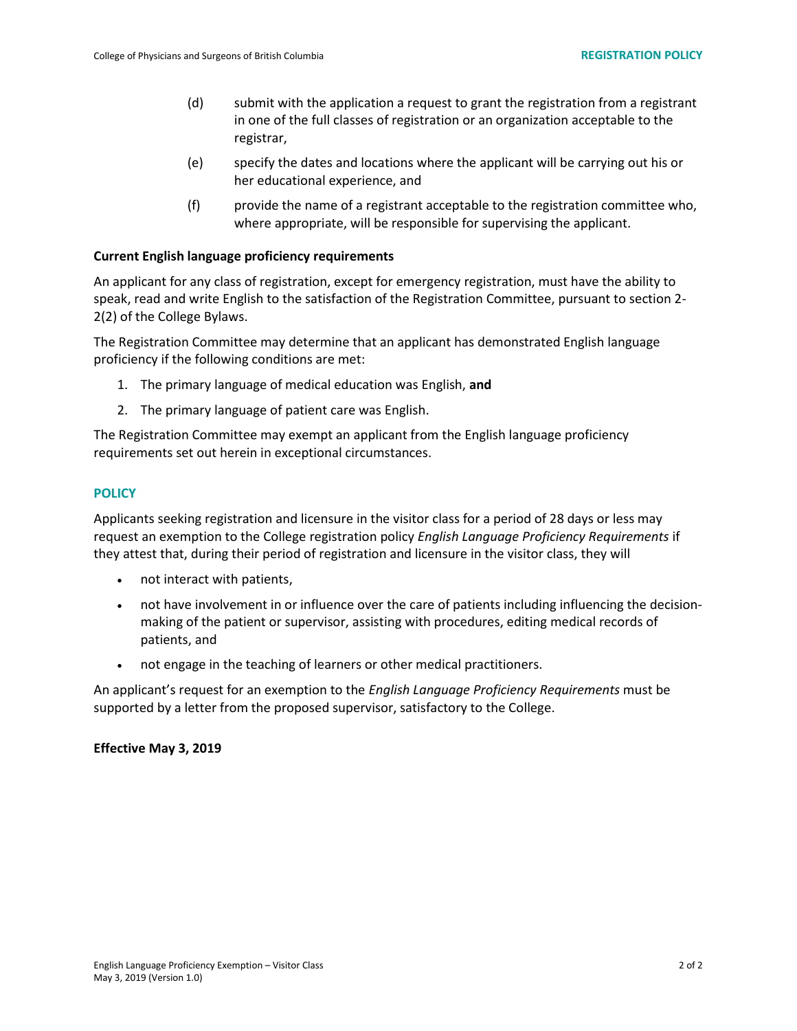(d) submit with the application a request to grant the registration from a registrant in one of the full classes of registration or an organization acceptable to the registrar,

(e) specify the dates and locations where the applicant will be carrying out his or her educational experience, and

(f) provide the name of a registrant acceptable to the registration committee who, where appropriate, will be responsible for supervising the applicant.

**Current English language proficiency requirements**

An applicant for any class of registration, except for emergency registration, must have the ability to speak, read and write English to the satisfaction of the Registration Committee, pursuant to section 2-2(2) of the College Bylaws.

The Registration Committee may determine that an applicant has demonstrated English language proficiency if the following conditions are met:

1. The primary language of medical education was English, **and**
2. The primary language of patient care was English.

The Registration Committee may exempt an applicant from the English language proficiency requirements set out herein in exceptional circumstances.

## POLICY

Applicants seeking registration and licensure in the visitor class for a period of 28 days or less may request an exemption to the College registration policy *English Language Proficiency Requirements* if they attest that, during their period of registration and licensure in the visitor class, they will

- not interact with patients,
- not have involvement in or influence over the care of patients including influencing the decision-making of the patient or supervisor, assisting with procedures, editing medical records of patients, and
- not engage in the teaching of learners or other medical practitioners.

An applicant's request for an exemption to the *English Language Proficiency Requirements* must be supported by a letter from the proposed supervisor, satisfactory to the College.

**Effective May 3, 2019**